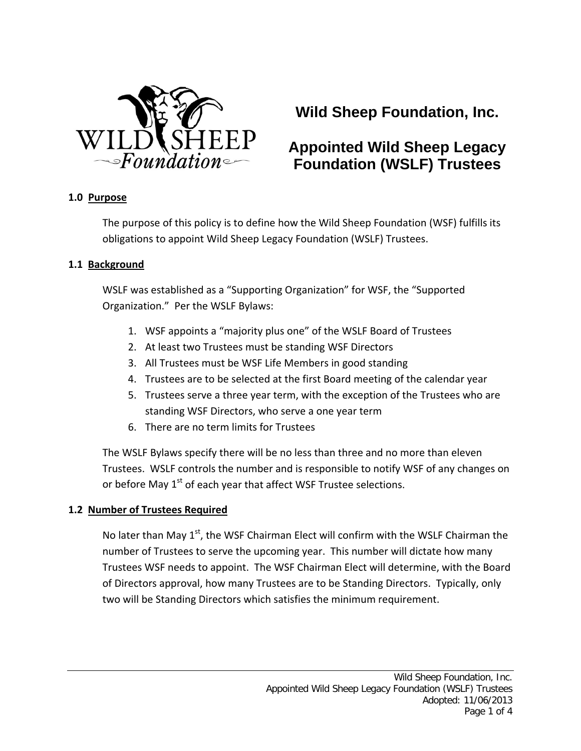# Wild Sheep Foundation, Inc.

# Appointed Wild Sheep Legacy Foundation (WSLF) Trustees

## 1.0 Purpose

The purpose of this policy is to define how the Wild Sheep Foundation (WSF) fulfills its obligations to appoint Wild Sheep Legacy Foundation (WSLF) Trustees.

## 1.1 Background

WSLF was established as a "Supporting Organization" for WSF, the "Supported Organization." Per the WSLF Bylaws:

1. WSF appoints a "majority plus one" of the WSLF Board of Trustees
2. At least two Trustees must be standing WSF Directors
3. All Trustees must be WSF Life Members in good standing
4. Trustees are to be selected at the first Board meeting of the calendar year
5. Trustees serve a three year term, with the exception of the Trustees who are standing WSF Directors, who serve a one year term
6. There are no term limits for Trustees

The WSLF Bylaws specify there will be no less than three and no more than eleven Trustees. WSLF controls the number and is responsible to notify WSF of any changes on or before May 1st of each year that affect WSF Trustee selections.

## 1.2 Number of Trustees Required

No later than May 1st, the WSF Chairman Elect will confirm with the WSLF Chairman the number of Trustees to serve the upcoming year. This number will dictate how many Trustees WSF needs to appoint. The WSF Chairman Elect will determine, with the Board of Directors approval, how many Trustees are to be Standing Directors. Typically, only two will be Standing Directors which satisfies the minimum requirement.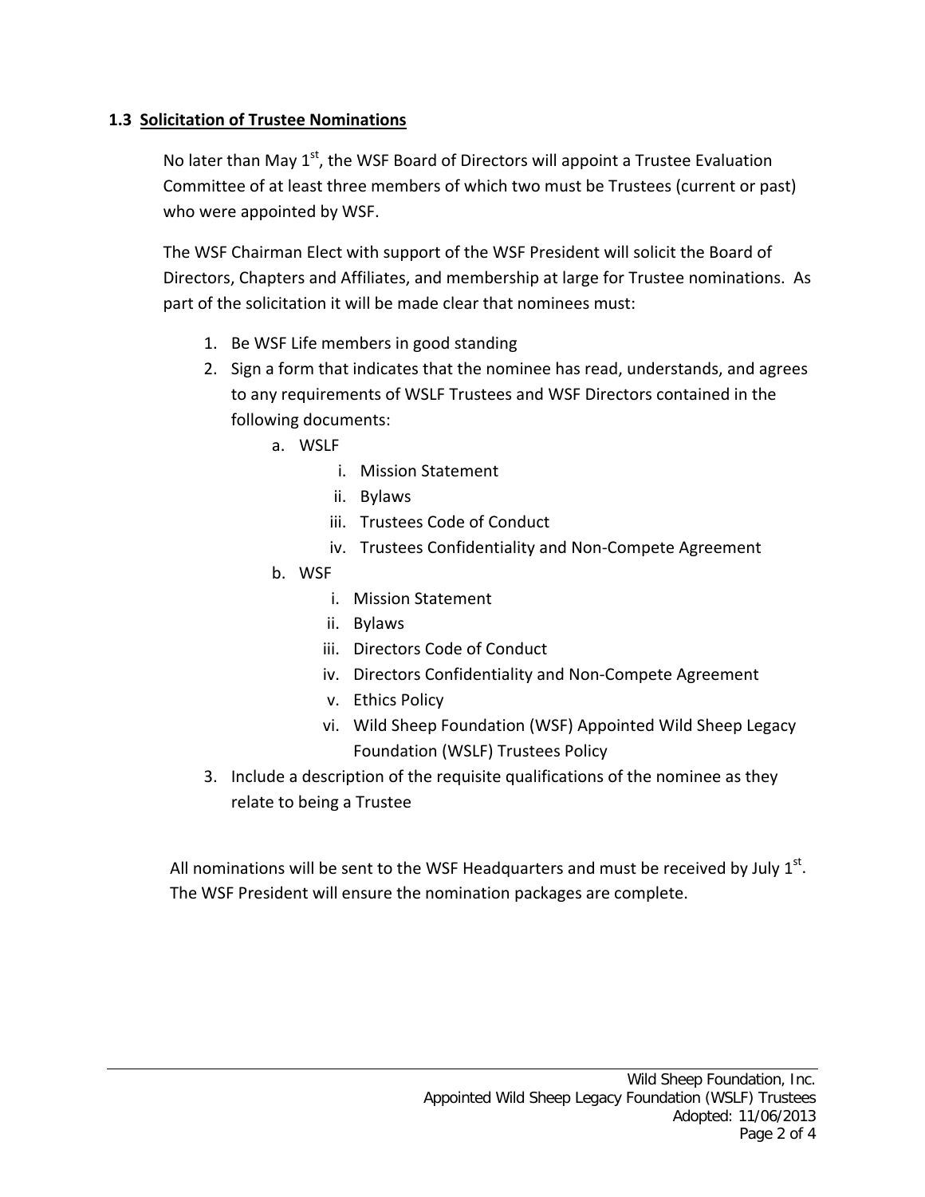### 1.3 Solicitation of Trustee Nominations

No later than May 1st, the WSF Board of Directors will appoint a Trustee Evaluation Committee of at least three members of which two must be Trustees (current or past) who were appointed by WSF.

The WSF Chairman Elect with support of the WSF President will solicit the Board of Directors, Chapters and Affiliates, and membership at large for Trustee nominations. As part of the solicitation it will be made clear that nominees must:

1. Be WSF Life members in good standing
2. Sign a form that indicates that the nominee has read, understands, and agrees to any requirements of WSLF Trustees and WSF Directors contained in the following documents:
   a. WSLF
      i. Mission Statement
      ii. Bylaws
      iii. Trustees Code of Conduct
      iv. Trustees Confidentiality and Non-Compete Agreement
   b. WSF
      i. Mission Statement
      ii. Bylaws
      iii. Directors Code of Conduct
      iv. Directors Confidentiality and Non-Compete Agreement
      v. Ethics Policy
      vi. Wild Sheep Foundation (WSF) Appointed Wild Sheep Legacy Foundation (WSLF) Trustees Policy
3. Include a description of the requisite qualifications of the nominee as they relate to being a Trustee

All nominations will be sent to the WSF Headquarters and must be received by July 1st. The WSF President will ensure the nomination packages are complete.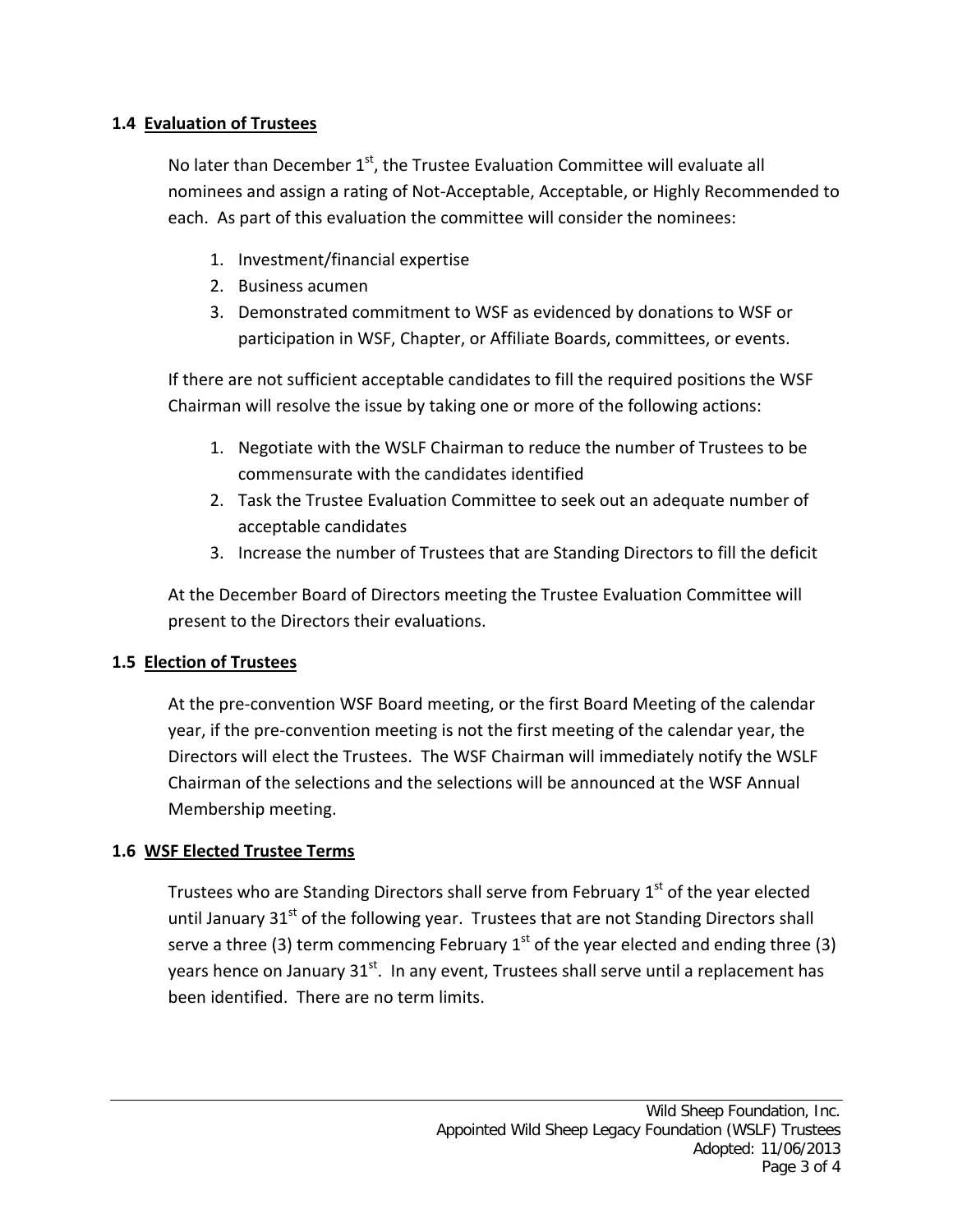### 1.4 Evaluation of Trustees

No later than December 1st, the Trustee Evaluation Committee will evaluate all nominees and assign a rating of Not-Acceptable, Acceptable, or Highly Recommended to each. As part of this evaluation the committee will consider the nominees:

1. Investment/financial expertise
2. Business acumen
3. Demonstrated commitment to WSF as evidenced by donations to WSF or participation in WSF, Chapter, or Affiliate Boards, committees, or events.

If there are not sufficient acceptable candidates to fill the required positions the WSF Chairman will resolve the issue by taking one or more of the following actions:

1. Negotiate with the WSLF Chairman to reduce the number of Trustees to be commensurate with the candidates identified
2. Task the Trustee Evaluation Committee to seek out an adequate number of acceptable candidates
3. Increase the number of Trustees that are Standing Directors to fill the deficit

At the December Board of Directors meeting the Trustee Evaluation Committee will present to the Directors their evaluations.

### 1.5 Election of Trustees

At the pre-convention WSF Board meeting, or the first Board Meeting of the calendar year, if the pre-convention meeting is not the first meeting of the calendar year, the Directors will elect the Trustees. The WSF Chairman will immediately notify the WSLF Chairman of the selections and the selections will be announced at the WSF Annual Membership meeting.

### 1.6 WSF Elected Trustee Terms

Trustees who are Standing Directors shall serve from February 1st of the year elected until January 31st of the following year. Trustees that are not Standing Directors shall serve a three (3) term commencing February 1st of the year elected and ending three (3) years hence on January 31st. In any event, Trustees shall serve until a replacement has been identified. There are no term limits.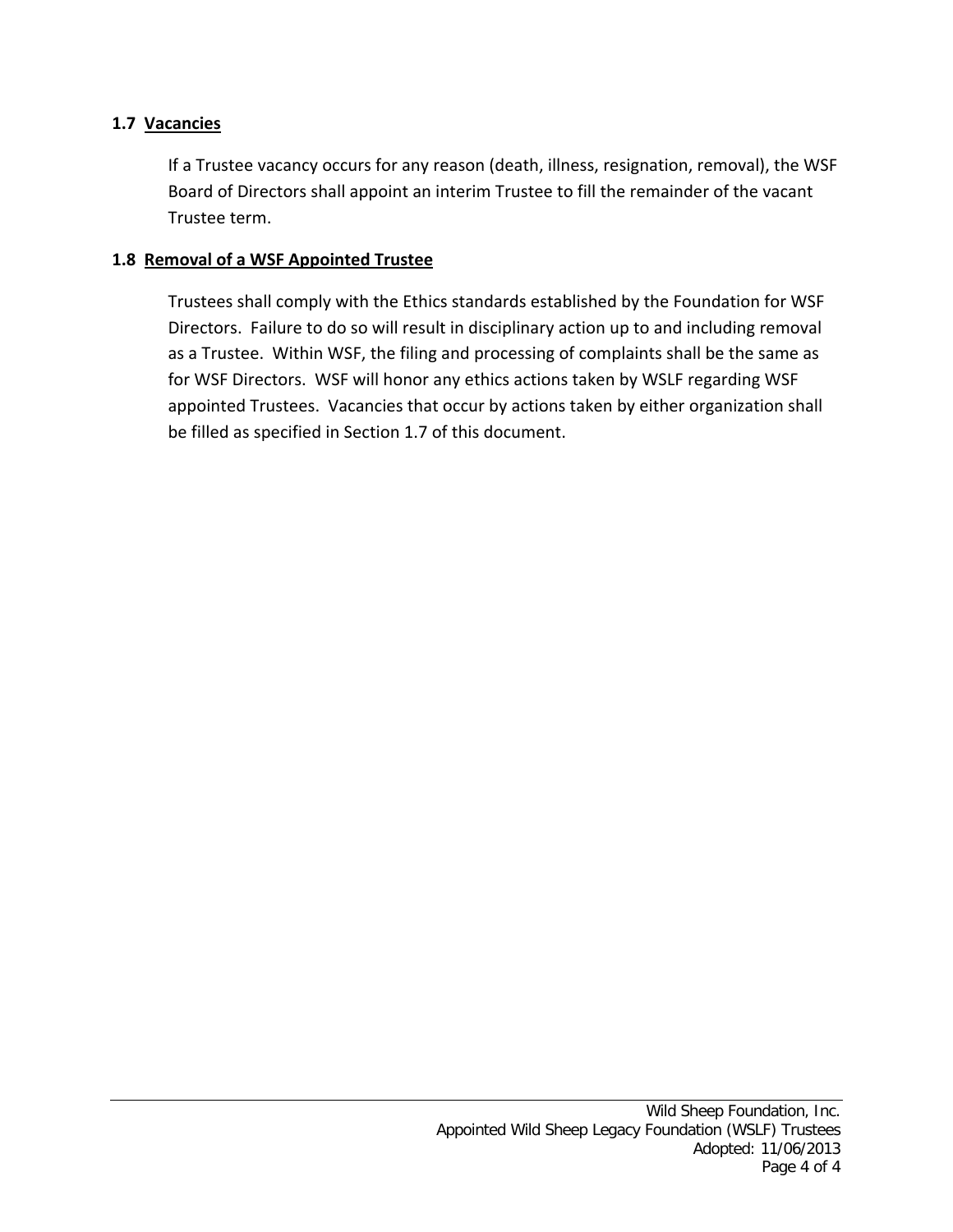### 1.7 Vacancies

If a Trustee vacancy occurs for any reason (death, illness, resignation, removal), the WSF Board of Directors shall appoint an interim Trustee to fill the remainder of the vacant Trustee term.

### 1.8 Removal of a WSF Appointed Trustee

Trustees shall comply with the Ethics standards established by the Foundation for WSF Directors. Failure to do so will result in disciplinary action up to and including removal as a Trustee. Within WSF, the filing and processing of complaints shall be the same as for WSF Directors. WSF will honor any ethics actions taken by WSLF regarding WSF appointed Trustees. Vacancies that occur by actions taken by either organization shall be filled as specified in Section 1.7 of this document.